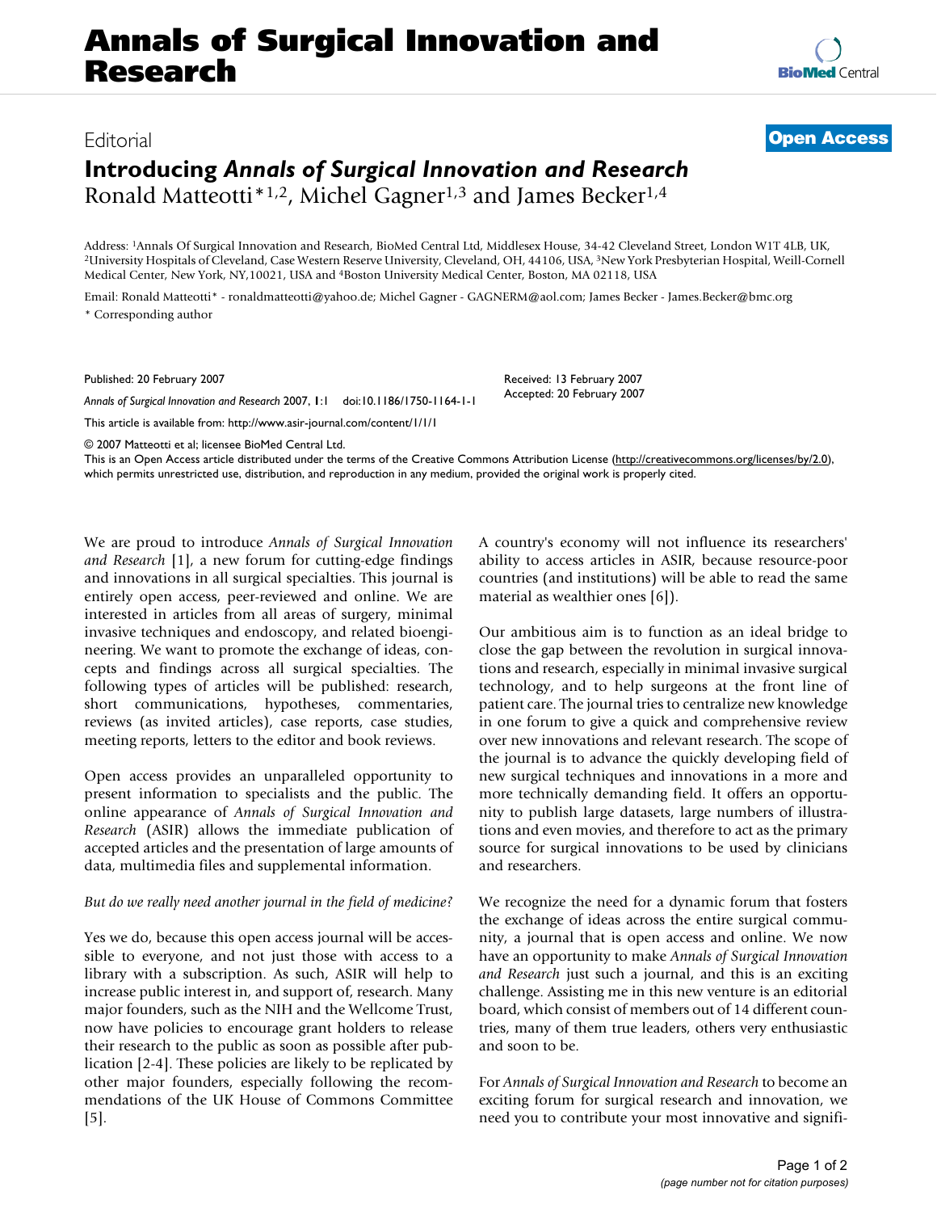# Annals of Surgical Innovation and Research

Editorial

**Open Access**

## Introducing *Annals of Surgical Innovation and Research*

Ronald Matteotti*[1,2], Michel Gagner[1,3] and James Becker[1,4]

Address: [1]Annals Of Surgical Innovation and Research, BioMed Central Ltd, Middlesex House, 34-42 Cleveland Street, London W1T 4LB, UK, [2]University Hospitals of Cleveland, Case Western Reserve University, Cleveland, OH, 44106, USA, [3]New York Presbyterian Hospital, Weill-Cornell Medical Center, New York, NY,10021, USA and [4]Boston University Medical Center, Boston, MA 02118, USA

Email: Ronald Matteotti* - ronaldmatteotti@yahoo.de; Michel Gagner - GAGNERM@aol.com; James Becker - James.Becker@bmc.org

\* Corresponding author

Published: 20 February 2007

*Annals of Surgical Innovation and Research* 2007, **1**:1 doi:10.1186/1750-1164-1-1

Received: 13 February 2007

Accepted: 20 February 2007

This article is available from: http://www.asir-journal.com/content/1/1/1

© 2007 Matteotti et al; licensee BioMed Central Ltd.

This is an Open Access article distributed under the terms of the Creative Commons Attribution License (http://creativecommons.org/licenses/by/2.0), which permits unrestricted use, distribution, and reproduction in any medium, provided the original work is properly cited.

We are proud to introduce *Annals of Surgical Innovation and Research* [1], a new forum for cutting-edge findings and innovations in all surgical specialties. This journal is entirely open access, peer-reviewed and online. We are interested in articles from all areas of surgery, minimal invasive techniques and endoscopy, and related bioengineering. We want to promote the exchange of ideas, concepts and findings across all surgical specialties. The following types of articles will be published: research, short communications, hypotheses, commentaries, reviews (as invited articles), case reports, case studies, meeting reports, letters to the editor and book reviews.

Open access provides an unparalleled opportunity to present information to specialists and the public. The online appearance of *Annals of Surgical Innovation and Research* (ASIR) allows the immediate publication of accepted articles and the presentation of large amounts of data, multimedia files and supplemental information.

*But do we really need another journal in the field of medicine?*

Yes we do, because this open access journal will be accessible to everyone, and not just those with access to a library with a subscription. As such, ASIR will help to increase public interest in, and support of, research. Many major founders, such as the NIH and the Wellcome Trust, now have policies to encourage grant holders to release their research to the public as soon as possible after publication [2-4]. These policies are likely to be replicated by other major founders, especially following the recommendations of the UK House of Commons Committee [5]. A country's economy will not influence its researchers' ability to access articles in ASIR, because resource-poor countries (and institutions) will be able to read the same material as wealthier ones [6]).

Our ambitious aim is to function as an ideal bridge to close the gap between the revolution in surgical innovations and research, especially in minimal invasive surgical technology, and to help surgeons at the front line of patient care. The journal tries to centralize new knowledge in one forum to give a quick and comprehensive review over new innovations and relevant research. The scope of the journal is to advance the quickly developing field of new surgical techniques and innovations in a more and more technically demanding field. It offers an opportunity to publish large datasets, large numbers of illustrations and even movies, and therefore to act as the primary source for surgical innovations to be used by clinicians and researchers.

We recognize the need for a dynamic forum that fosters the exchange of ideas across the entire surgical community, a journal that is open access and online. We now have an opportunity to make *Annals of Surgical Innovation and Research* just such a journal, and this is an exciting challenge. Assisting me in this new venture is an editorial board, which consist of members out of 14 different countries, many of them true leaders, others very enthusiastic and soon to be.

For *Annals of Surgical Innovation and Research* to become an exciting forum for surgical research and innovation, we need you to contribute your most innovative and signifi-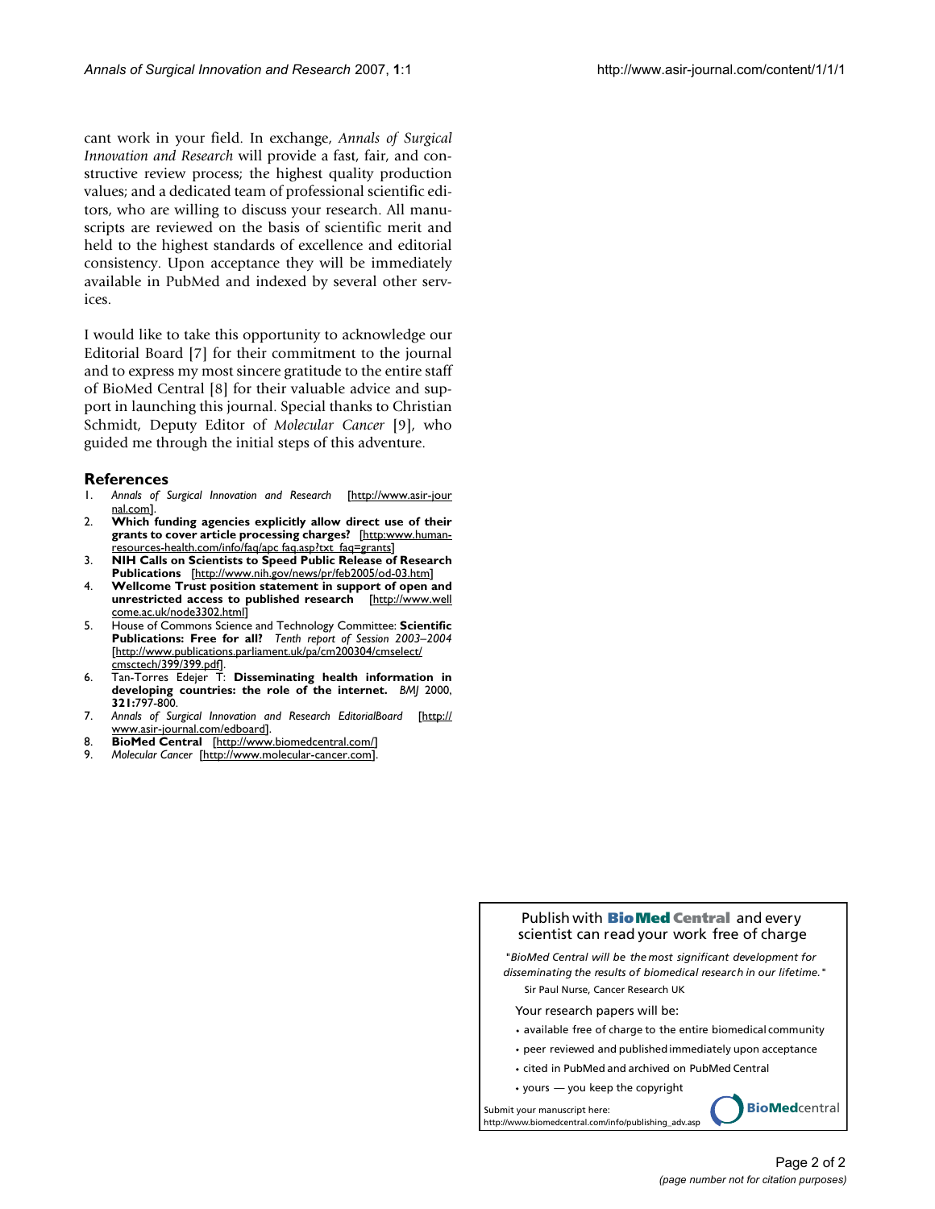cant work in your field. In exchange, *Annals of Surgical Innovation and Research* will provide a fast, fair, and constructive review process; the highest quality production values; and a dedicated team of professional scientific editors, who are willing to discuss your research. All manuscripts are reviewed on the basis of scientific merit and held to the highest standards of excellence and editorial consistency. Upon acceptance they will be immediately available in PubMed and indexed by several other services.

I would like to take this opportunity to acknowledge our Editorial Board [7] for their commitment to the journal and to express my most sincere gratitude to the entire staff of BioMed Central [8] for their valuable advice and support in launching this journal. Special thanks to Christian Schmidt, Deputy Editor of *Molecular Cancer* [9], who guided me through the initial steps of this adventure.

## References

1. *Annals of Surgical Innovation and Research* [http://www.asir-journal.com].
2. **Which funding agencies explicitly allow direct use of their grants to cover article processing charges?** [http:www.human-resources-health.com/info/faq/apc faq.asp?txt_faq=grants]
3. **NIH Calls on Scientists to Speed Public Release of Research Publications** [http://www.nih.gov/news/pr/feb2005/od-03.htm]
4. **Wellcome Trust position statement in support of open and unrestricted access to published research** [http://www.wellcome.ac.uk/node3302.html]
5. House of Commons Science and Technology Committee: **Scientific Publications: Free for all?** *Tenth report of Session 2003–2004* [http://www.publications.parliament.uk/pa/cm200304/cmselect/cmsctech/399/399.pdf].
6. Tan-Torres Edejer T: **Disseminating health information in developing countries: the role of the internet.** *BMJ* 2000, **321**:797-800.
7. *Annals of Surgical Innovation and Research EditorialBoard* [http://www.asir-journal.com/edboard].
8. **BioMed Central** [http://www.biomedcentral.com/]
9. *Molecular Cancer* [http://www.molecular-cancer.com].

Publish with **BioMed Central** and every scientist can read your work free of charge

*"BioMed Central will be the most significant development for disseminating the results of biomedical research in our lifetime."*

Sir Paul Nurse, Cancer Research UK

Your research papers will be:

- available free of charge to the entire biomedical community
- peer reviewed and published immediately upon acceptance
- cited in PubMed and archived on PubMed Central
- yours — you keep the copyright

Submit your manuscript here:
http://www.biomedcentral.com/info/publishing_adv.asp

BioMedcentral